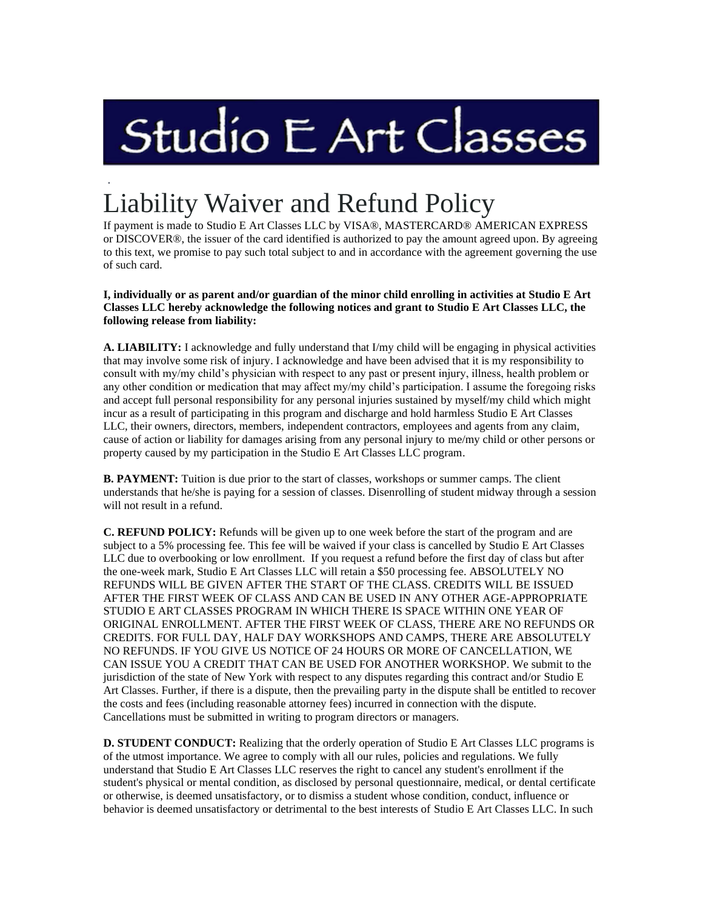# Studio E Art Classes

## Liability Waiver and Refund Policy

If payment is made to Studio E Art Classes LLC by VISA®, MASTERCARD® AMERICAN EXPRESS or DISCOVER®, the issuer of the card identified is authorized to pay the amount agreed upon. By agreeing to this text, we promise to pay such total subject to and in accordance with the agreement governing the use of such card.

**I, individually or as parent and/or guardian of the minor child enrolling in activities at Studio E Art Classes LLC hereby acknowledge the following notices and grant to Studio E Art Classes LLC, the following release from liability:**

**A. LIABILITY:** I acknowledge and fully understand that I/my child will be engaging in physical activities that may involve some risk of injury. I acknowledge and have been advised that it is my responsibility to consult with my/my child's physician with respect to any past or present injury, illness, health problem or any other condition or medication that may affect my/my child's participation. I assume the foregoing risks and accept full personal responsibility for any personal injuries sustained by myself/my child which might incur as a result of participating in this program and discharge and hold harmless Studio E Art Classes LLC, their owners, directors, members, independent contractors, employees and agents from any claim, cause of action or liability for damages arising from any personal injury to me/my child or other persons or property caused by my participation in the Studio E Art Classes LLC program.

**B. PAYMENT:** Tuition is due prior to the start of classes, workshops or summer camps. The client understands that he/she is paying for a session of classes. Disenrolling of student midway through a session will not result in a refund.

**C. REFUND POLICY:** Refunds will be given up to one week before the start of the program and are subject to a 5% processing fee. This fee will be waived if your class is cancelled by Studio E Art Classes LLC due to overbooking or low enrollment. If you request a refund before the first day of class but after the one-week mark, Studio E Art Classes LLC will retain a $50 processing fee. ABSOLUTELY NO REFUNDS WILL BE GIVEN AFTER THE START OF THE CLASS. CREDITS WILL BE ISSUED AFTER THE FIRST WEEK OF CLASS AND CAN BE USED IN ANY OTHER AGE-APPROPRIATE STUDIO E ART CLASSES PROGRAM IN WHICH THERE IS SPACE WITHIN ONE YEAR OF ORIGINAL ENROLLMENT. AFTER THE FIRST WEEK OF CLASS, THERE ARE NO REFUNDS OR CREDITS. FOR FULL DAY, HALF DAY WORKSHOPS AND CAMPS, THERE ARE ABSOLUTELY NO REFUNDS. IF YOU GIVE US NOTICE OF 24 HOURS OR MORE OF CANCELLATION, WE CAN ISSUE YOU A CREDIT THAT CAN BE USED FOR ANOTHER WORKSHOP. We submit to the jurisdiction of the state of New York with respect to any disputes regarding this contract and/or Studio E Art Classes. Further, if there is a dispute, then the prevailing party in the dispute shall be entitled to recover the costs and fees (including reasonable attorney fees) incurred in connection with the dispute. Cancellations must be submitted in writing to program directors or managers.

**D. STUDENT CONDUCT:** Realizing that the orderly operation of Studio E Art Classes LLC programs is of the utmost importance. We agree to comply with all our rules, policies and regulations. We fully understand that Studio E Art Classes LLC reserves the right to cancel any student's enrollment if the student's physical or mental condition, as disclosed by personal questionnaire, medical, or dental certificate or otherwise, is deemed unsatisfactory, or to dismiss a student whose condition, conduct, influence or behavior is deemed unsatisfactory or detrimental to the best interests of Studio E Art Classes LLC. In such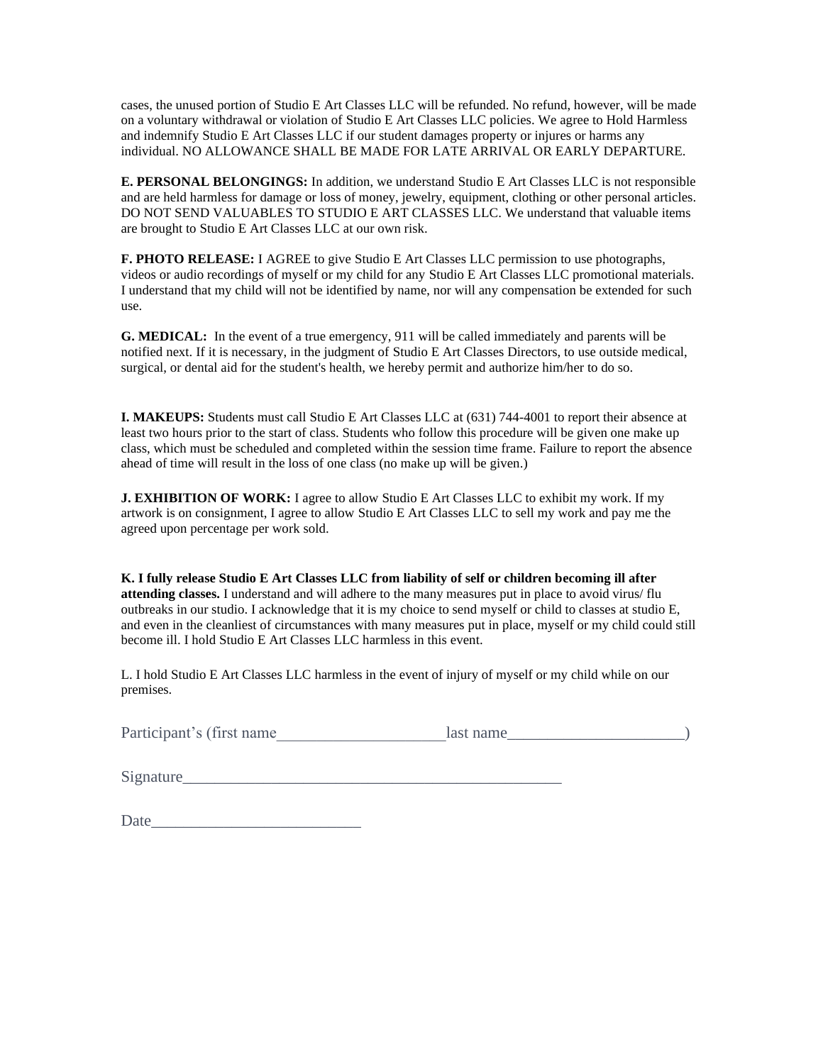cases, the unused portion of Studio E Art Classes LLC will be refunded. No refund, however, will be made on a voluntary withdrawal or violation of Studio E Art Classes LLC policies. We agree to Hold Harmless and indemnify Studio E Art Classes LLC if our student damages property or injures or harms any individual. NO ALLOWANCE SHALL BE MADE FOR LATE ARRIVAL OR EARLY DEPARTURE.

**E. PERSONAL BELONGINGS:** In addition, we understand Studio E Art Classes LLC is not responsible and are held harmless for damage or loss of money, jewelry, equipment, clothing or other personal articles. DO NOT SEND VALUABLES TO STUDIO E ART CLASSES LLC. We understand that valuable items are brought to Studio E Art Classes LLC at our own risk.

**F. PHOTO RELEASE:** I AGREE to give Studio E Art Classes LLC permission to use photographs, videos or audio recordings of myself or my child for any Studio E Art Classes LLC promotional materials. I understand that my child will not be identified by name, nor will any compensation be extended for such use.

**G. MEDICAL:** In the event of a true emergency, 911 will be called immediately and parents will be notified next. If it is necessary, in the judgment of Studio E Art Classes Directors, to use outside medical, surgical, or dental aid for the student's health, we hereby permit and authorize him/her to do so.

**I. MAKEUPS:** Students must call Studio E Art Classes LLC at (631) 744-4001 to report their absence at least two hours prior to the start of class. Students who follow this procedure will be given one make up class, which must be scheduled and completed within the session time frame. Failure to report the absence ahead of time will result in the loss of one class (no make up will be given.)

**J. EXHIBITION OF WORK:** I agree to allow Studio E Art Classes LLC to exhibit my work. If my artwork is on consignment, I agree to allow Studio E Art Classes LLC to sell my work and pay me the agreed upon percentage per work sold.

**K. I fully release Studio E Art Classes LLC from liability of self or children becoming ill after attending classes.** I understand and will adhere to the many measures put in place to avoid virus/ flu outbreaks in our studio. I acknowledge that it is my choice to send myself or child to classes at studio E, and even in the cleanliest of circumstances with many measures put in place, myself or my child could still become ill. I hold Studio E Art Classes LLC harmless in this event.

L. I hold Studio E Art Classes LLC harmless in the event of injury of myself or my child while on our premises.

Participant's (first name_____________________last name_____________________)

Signature_______________________________________________

Date__________________________